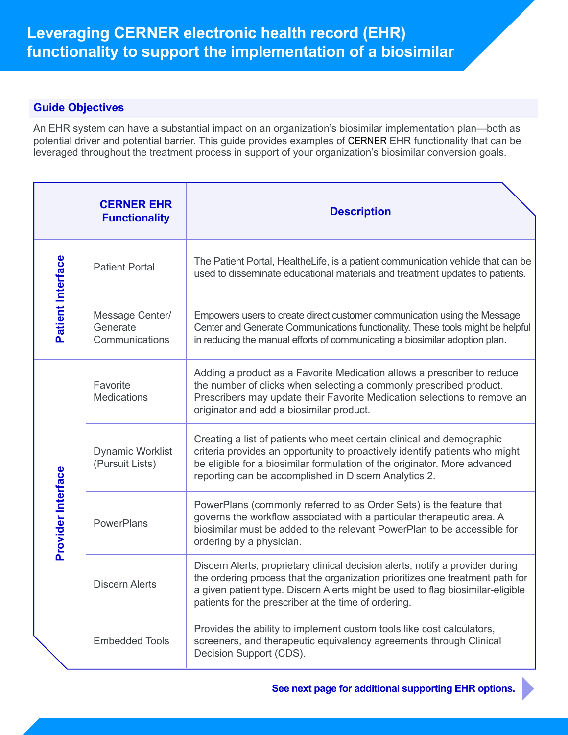# Leveraging CERNER electronic health record (EHR) functionality to support the implementation of a biosimilar

## Guide Objectives

An EHR system can have a substantial impact on an organization's biosimilar implementation plan—both as potential driver and potential barrier. This guide provides examples of CERNER EHR functionality that can be leveraged throughout the treatment process in support of your organization's biosimilar conversion goals.

| | CERNER EHR Functionality | Description |
|---|---|---|
| Patient Interface | Patient Portal | The Patient Portal, HealtheLife, is a patient communication vehicle that can be used to disseminate educational materials and treatment updates to patients. |
| | Message Center/ Generate Communications | Empowers users to create direct customer communication using the Message Center and Generate Communications functionality. These tools might be helpful in reducing the manual efforts of communicating a biosimilar adoption plan. |
| Provider Interface | Favorite Medications | Adding a product as a Favorite Medication allows a prescriber to reduce the number of clicks when selecting a commonly prescribed product. Prescribers may update their Favorite Medication selections to remove an originator and add a biosimilar product. |
| | Dynamic Worklist (Pursuit Lists) | Creating a list of patients who meet certain clinical and demographic criteria provides an opportunity to proactively identify patients who might be eligible for a biosimilar formulation of the originator. More advanced reporting can be accomplished in Discern Analytics 2. |
| | PowerPlans | PowerPlans (commonly referred to as Order Sets) is the feature that governs the workflow associated with a particular therapeutic area. A biosimilar must be added to the relevant PowerPlan to be accessible for ordering by a physician. |
| | Discern Alerts | Discern Alerts, proprietary clinical decision alerts, notify a provider during the ordering process that the organization prioritizes one treatment path for a given patient type. Discern Alerts might be used to flag biosimilar-eligible patients for the prescriber at the time of ordering. |
| | Embedded Tools | Provides the ability to implement custom tools like cost calculators, screeners, and therapeutic equivalency agreements through Clinical Decision Support (CDS). |

**See next page for additional supporting EHR options.**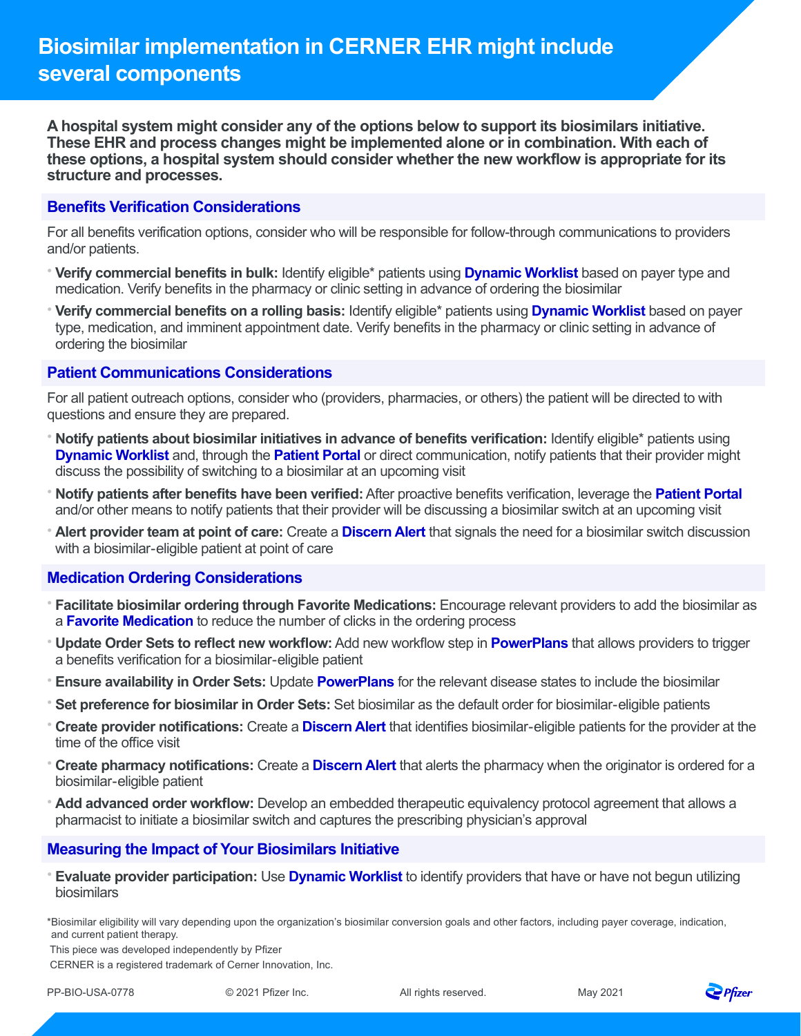# Biosimilar implementation in CERNER EHR might include several components

**A hospital system might consider any of the options below to support its biosimilars initiative. These EHR and process changes might be implemented alone or in combination. With each of these options, a hospital system should consider whether the new workflow is appropriate for its structure and processes.**

## Benefits Verification Considerations

For all benefits verification options, consider who will be responsible for follow-through communications to providers and/or patients.

- **Verify commercial benefits in bulk:** Identify eligible* patients using **Dynamic Worklist** based on payer type and medication. Verify benefits in the pharmacy or clinic setting in advance of ordering the biosimilar
- **Verify commercial benefits on a rolling basis:** Identify eligible* patients using **Dynamic Worklist** based on payer type, medication, and imminent appointment date. Verify benefits in the pharmacy or clinic setting in advance of ordering the biosimilar

## Patient Communications Considerations

For all patient outreach options, consider who (providers, pharmacies, or others) the patient will be directed to with questions and ensure they are prepared.

- **Notify patients about biosimilar initiatives in advance of benefits verification:** Identify eligible* patients using **Dynamic Worklist** and, through the **Patient Portal** or direct communication, notify patients that their provider might discuss the possibility of switching to a biosimilar at an upcoming visit
- **Notify patients after benefits have been verified:** After proactive benefits verification, leverage the **Patient Portal** and/or other means to notify patients that their provider will be discussing a biosimilar switch at an upcoming visit
- **Alert provider team at point of care:** Create a **Discern Alert** that signals the need for a biosimilar switch discussion with a biosimilar-eligible patient at point of care

## Medication Ordering Considerations

- **Facilitate biosimilar ordering through Favorite Medications:** Encourage relevant providers to add the biosimilar as a **Favorite Medication** to reduce the number of clicks in the ordering process
- **Update Order Sets to reflect new workflow:** Add new workflow step in **PowerPlans** that allows providers to trigger a benefits verification for a biosimilar-eligible patient
- **Ensure availability in Order Sets:** Update **PowerPlans** for the relevant disease states to include the biosimilar
- **Set preference for biosimilar in Order Sets:** Set biosimilar as the default order for biosimilar-eligible patients
- **Create provider notifications:** Create a **Discern Alert** that identifies biosimilar-eligible patients for the provider at the time of the office visit
- **Create pharmacy notifications:** Create a **Discern Alert** that alerts the pharmacy when the originator is ordered for a biosimilar-eligible patient
- **Add advanced order workflow:** Develop an embedded therapeutic equivalency protocol agreement that allows a pharmacist to initiate a biosimilar switch and captures the prescribing physician's approval

## Measuring the Impact of Your Biosimilars Initiative

- **Evaluate provider participation:** Use **Dynamic Worklist** to identify providers that have or have not begun utilizing biosimilars

*Biosimilar eligibility will vary depending upon the organization's biosimilar conversion goals and other factors, including payer coverage, indication, and current patient therapy.

This piece was developed independently by Pfizer

CERNER is a registered trademark of Cerner Innovation, Inc.

PP-BIO-USA-0778 © 2021 Pfizer Inc. All rights reserved. May 2021